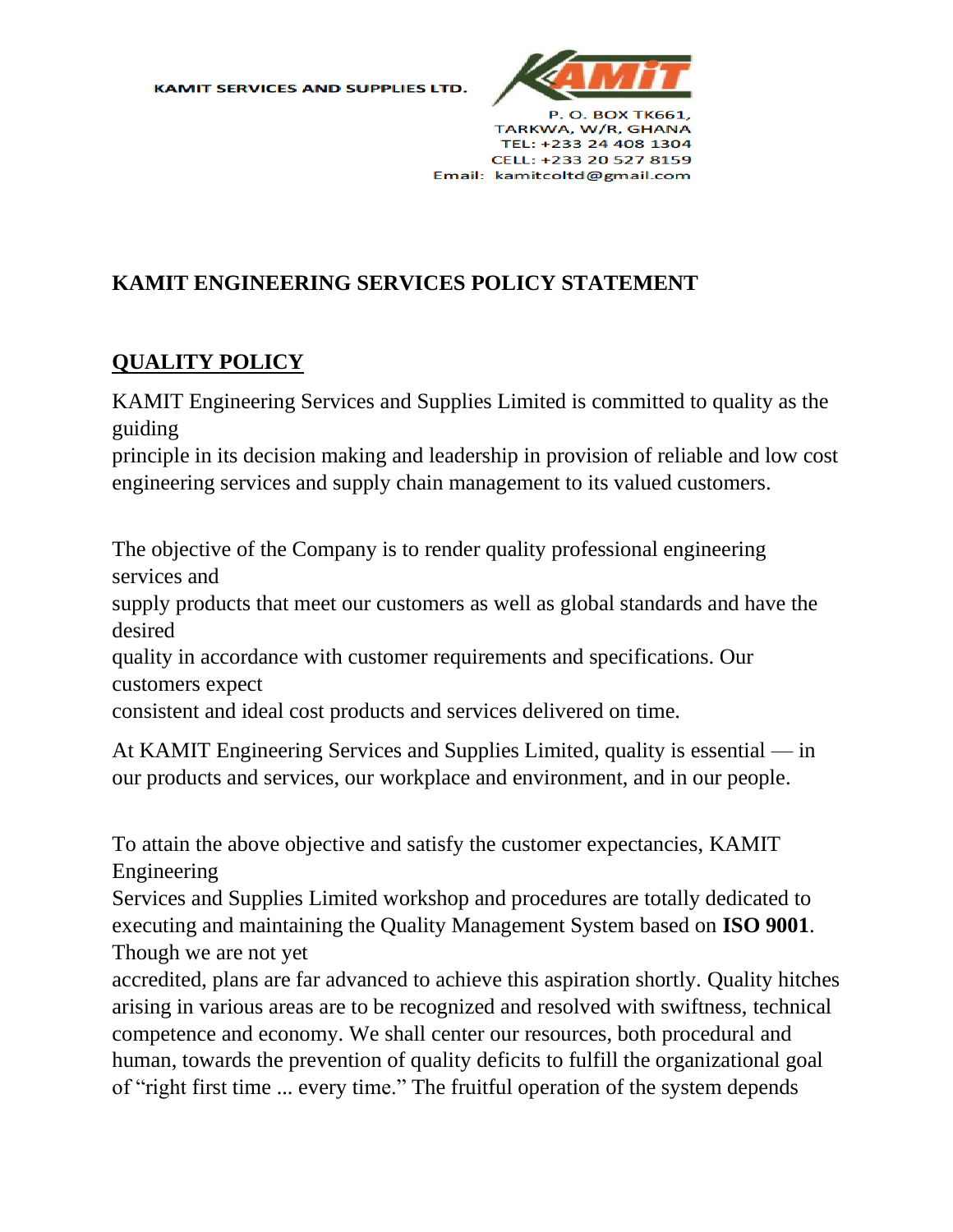KAMIT SERVICES AND SUPPLIES LTD.

P. O. BOX TK661,
TARKWA, W/R, GHANA
TEL: +233 24 408 1304
CELL: +233 20 527 8159
Email: kamitcoltd@gmail.com

# KAMIT ENGINEERING SERVICES POLICY STATEMENT

## QUALITY POLICY

KAMIT Engineering Services and Supplies Limited is committed to quality as the guiding principle in its decision making and leadership in provision of reliable and low cost engineering services and supply chain management to its valued customers.

The objective of the Company is to render quality professional engineering services and supply products that meet our customers as well as global standards and have the desired quality in accordance with customer requirements and specifications. Our customers expect consistent and ideal cost products and services delivered on time.

At KAMIT Engineering Services and Supplies Limited, quality is essential — in our products and services, our workplace and environment, and in our people.

To attain the above objective and satisfy the customer expectancies, KAMIT Engineering Services and Supplies Limited workshop and procedures are totally dedicated to executing and maintaining the Quality Management System based on **ISO 9001**. Though we are not yet accredited, plans are far advanced to achieve this aspiration shortly. Quality hitches arising in various areas are to be recognized and resolved with swiftness, technical competence and economy. We shall center our resources, both procedural and human, towards the prevention of quality deficits to fulfill the organizational goal of "right first time ... every time." The fruitful operation of the system depends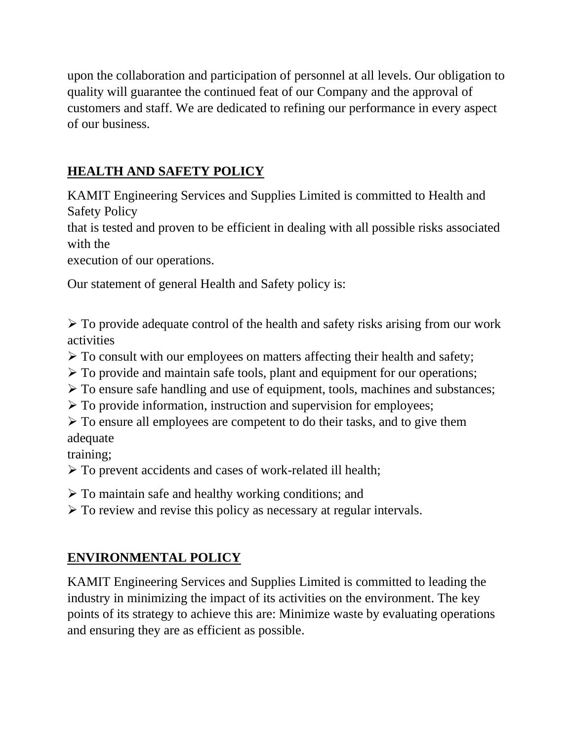upon the collaboration and participation of personnel at all levels. Our obligation to quality will guarantee the continued feat of our Company and the approval of customers and staff. We are dedicated to refining our performance in every aspect of our business.

## HEALTH AND SAFETY POLICY

KAMIT Engineering Services and Supplies Limited is committed to Health and Safety Policy that is tested and proven to be efficient in dealing with all possible risks associated with the execution of our operations.

Our statement of general Health and Safety policy is:

- To provide adequate control of the health and safety risks arising from our work activities
- To consult with our employees on matters affecting their health and safety;
- To provide and maintain safe tools, plant and equipment for our operations;
- To ensure safe handling and use of equipment, tools, machines and substances;
- To provide information, instruction and supervision for employees;
- To ensure all employees are competent to do their tasks, and to give them adequate training;
- To prevent accidents and cases of work-related ill health;
- To maintain safe and healthy working conditions; and
- To review and revise this policy as necessary at regular intervals.

## ENVIRONMENTAL POLICY

KAMIT Engineering Services and Supplies Limited is committed to leading the industry in minimizing the impact of its activities on the environment. The key points of its strategy to achieve this are: Minimize waste by evaluating operations and ensuring they are as efficient as possible.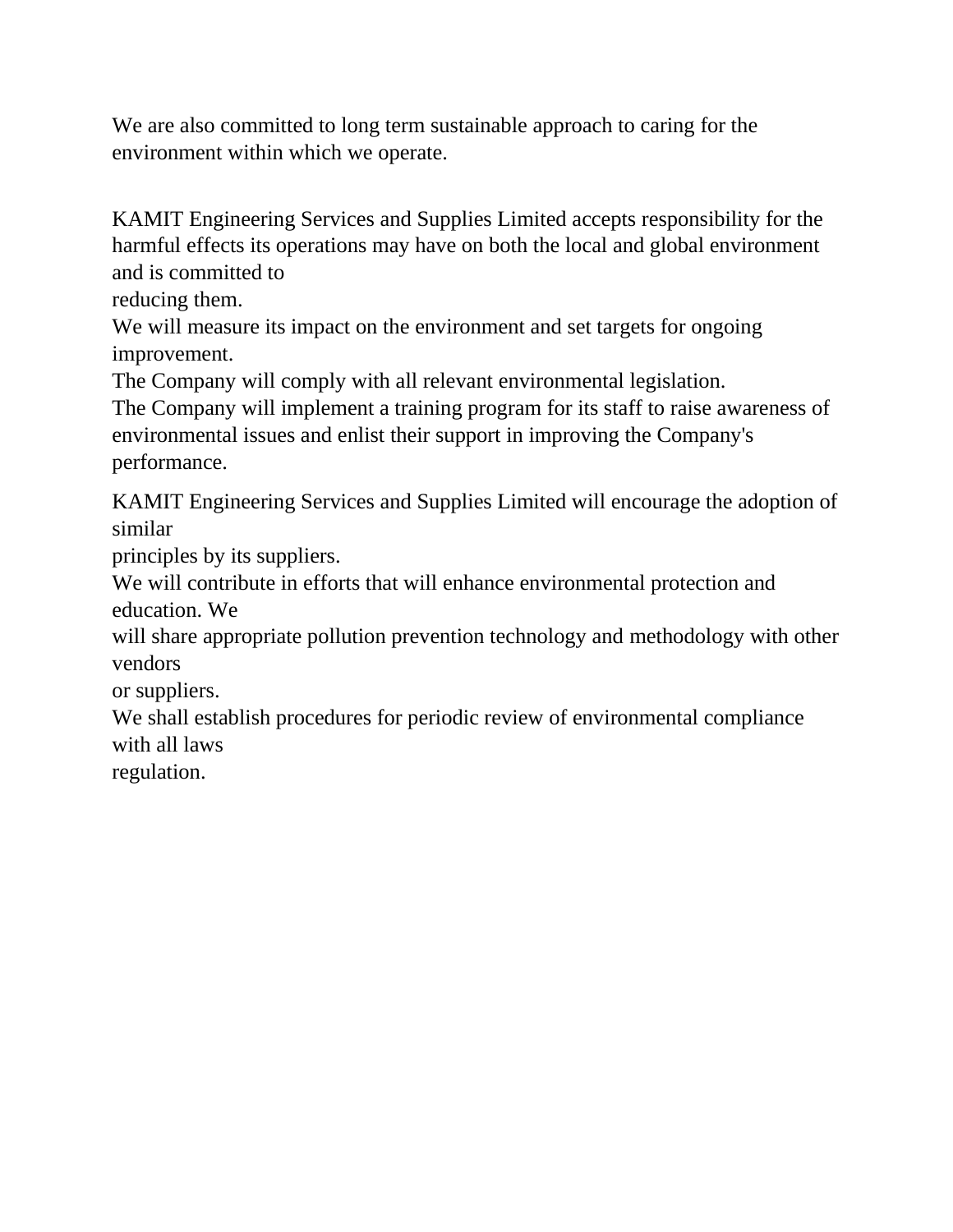We are also committed to long term sustainable approach to caring for the environment within which we operate.

KAMIT Engineering Services and Supplies Limited accepts responsibility for the harmful effects its operations may have on both the local and global environment and is committed to reducing them.
We will measure its impact on the environment and set targets for ongoing improvement.
The Company will comply with all relevant environmental legislation.
The Company will implement a training program for its staff to raise awareness of environmental issues and enlist their support in improving the Company's performance.

KAMIT Engineering Services and Supplies Limited will encourage the adoption of similar principles by its suppliers.
We will contribute in efforts that will enhance environmental protection and education. We will share appropriate pollution prevention technology and methodology with other vendors or suppliers.
We shall establish procedures for periodic review of environmental compliance with all laws regulation.